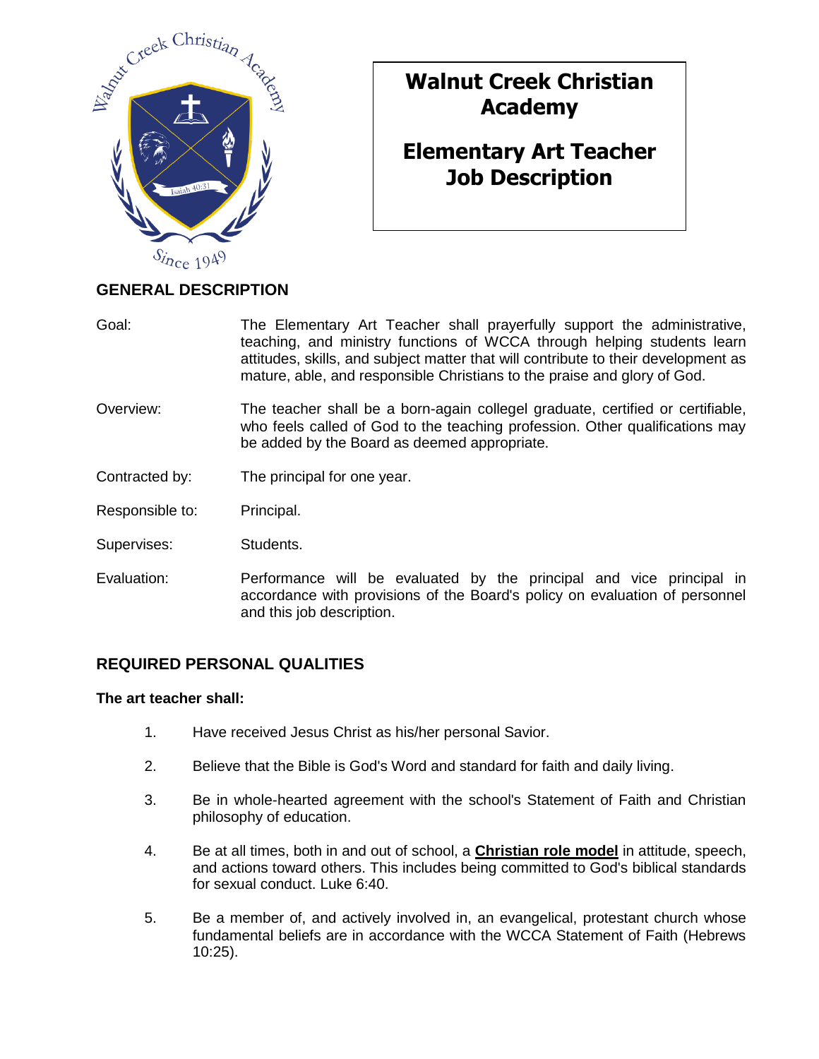# Walnut Creek Christian Academy

# Elementary Art Teacher Job Description

## GENERAL DESCRIPTION

Goal: The Elementary Art Teacher shall prayerfully support the administrative, teaching, and ministry functions of WCCA through helping students learn attitudes, skills, and subject matter that will contribute to their development as mature, able, and responsible Christians to the praise and glory of God.

Overview: The teacher shall be a born-again collegel graduate, certified or certifiable, who feels called of God to the teaching profession. Other qualifications may be added by the Board as deemed appropriate.

Contracted by: The principal for one year.

Responsible to: Principal.

Supervises: Students.

Evaluation: Performance will be evaluated by the principal and vice principal in accordance with provisions of the Board's policy on evaluation of personnel and this job description.

## REQUIRED PERSONAL QUALITIES

**The art teacher shall:**

1. Have received Jesus Christ as his/her personal Savior.
2. Believe that the Bible is God's Word and standard for faith and daily living.
3. Be in whole-hearted agreement with the school's Statement of Faith and Christian philosophy of education.
4. Be at all times, both in and out of school, a **Christian role model** in attitude, speech, and actions toward others. This includes being committed to God's biblical standards for sexual conduct. Luke 6:40.
5. Be a member of, and actively involved in, an evangelical, protestant church whose fundamental beliefs are in accordance with the WCCA Statement of Faith (Hebrews 10:25).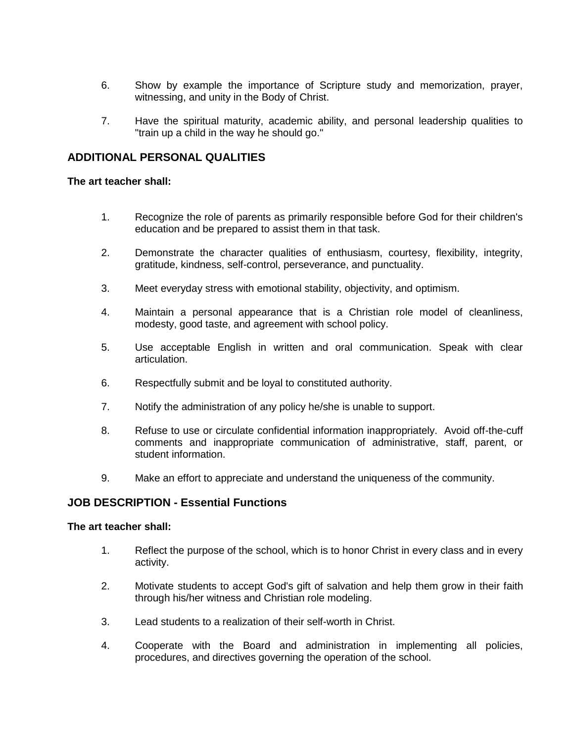6. Show by example the importance of Scripture study and memorization, prayer, witnessing, and unity in the Body of Christ.

7. Have the spiritual maturity, academic ability, and personal leadership qualities to "train up a child in the way he should go."

## ADDITIONAL PERSONAL QUALITIES

**The art teacher shall:**

1. Recognize the role of parents as primarily responsible before God for their children's education and be prepared to assist them in that task.

2. Demonstrate the character qualities of enthusiasm, courtesy, flexibility, integrity, gratitude, kindness, self-control, perseverance, and punctuality.

3. Meet everyday stress with emotional stability, objectivity, and optimism.

4. Maintain a personal appearance that is a Christian role model of cleanliness, modesty, good taste, and agreement with school policy.

5. Use acceptable English in written and oral communication. Speak with clear articulation.

6. Respectfully submit and be loyal to constituted authority.

7. Notify the administration of any policy he/she is unable to support.

8. Refuse to use or circulate confidential information inappropriately. Avoid off-the-cuff comments and inappropriate communication of administrative, staff, parent, or student information.

9. Make an effort to appreciate and understand the uniqueness of the community.

## JOB DESCRIPTION - Essential Functions

**The art teacher shall:**

1. Reflect the purpose of the school, which is to honor Christ in every class and in every activity.

2. Motivate students to accept God's gift of salvation and help them grow in their faith through his/her witness and Christian role modeling.

3. Lead students to a realization of their self-worth in Christ.

4. Cooperate with the Board and administration in implementing all policies, procedures, and directives governing the operation of the school.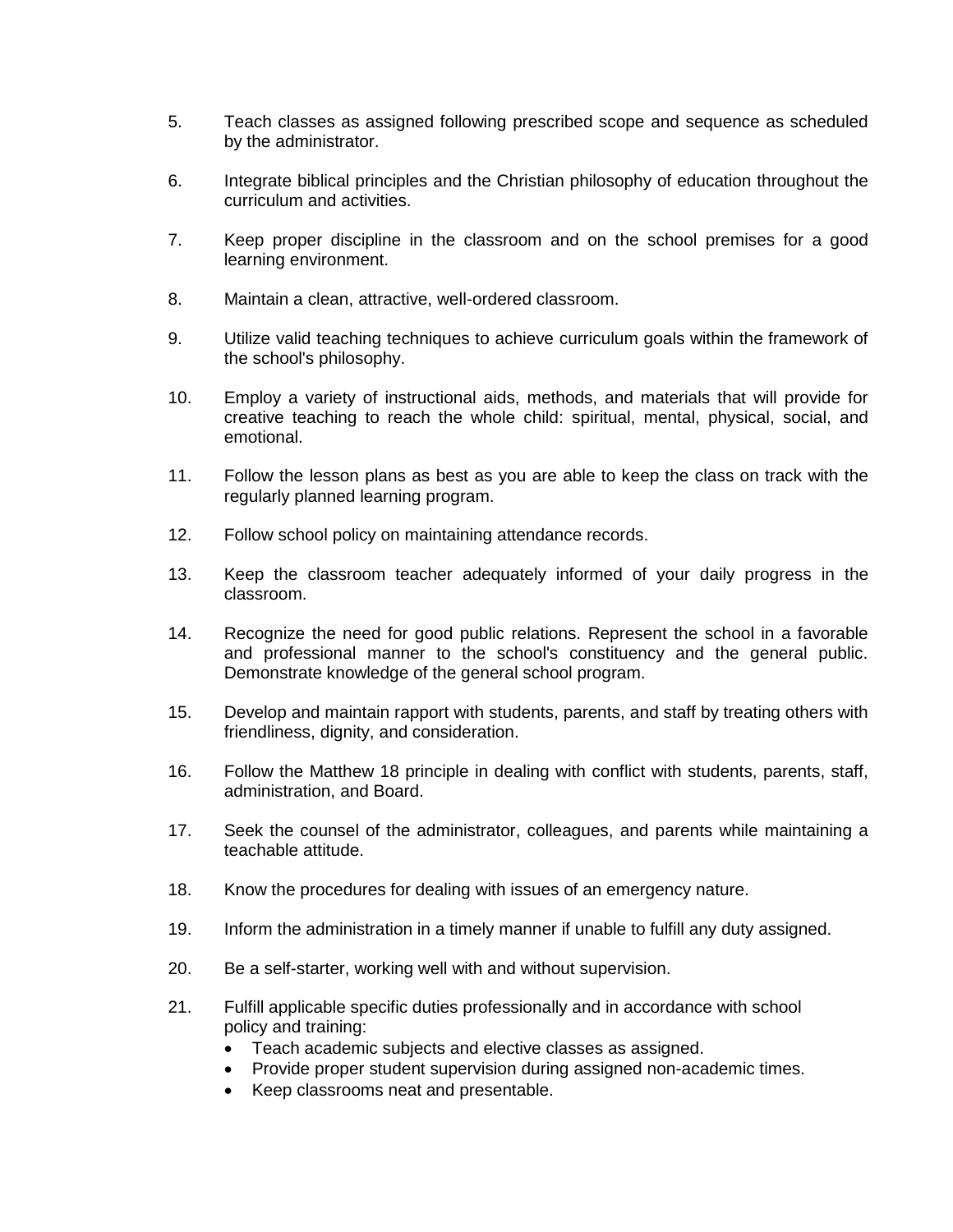5. Teach classes as assigned following prescribed scope and sequence as scheduled by the administrator.

6. Integrate biblical principles and the Christian philosophy of education throughout the curriculum and activities.

7. Keep proper discipline in the classroom and on the school premises for a good learning environment.

8. Maintain a clean, attractive, well-ordered classroom.

9. Utilize valid teaching techniques to achieve curriculum goals within the framework of the school's philosophy.

10. Employ a variety of instructional aids, methods, and materials that will provide for creative teaching to reach the whole child: spiritual, mental, physical, social, and emotional.

11. Follow the lesson plans as best as you are able to keep the class on track with the regularly planned learning program.

12. Follow school policy on maintaining attendance records.

13. Keep the classroom teacher adequately informed of your daily progress in the classroom.

14. Recognize the need for good public relations. Represent the school in a favorable and professional manner to the school's constituency and the general public. Demonstrate knowledge of the general school program.

15. Develop and maintain rapport with students, parents, and staff by treating others with friendliness, dignity, and consideration.

16. Follow the Matthew 18 principle in dealing with conflict with students, parents, staff, administration, and Board.

17. Seek the counsel of the administrator, colleagues, and parents while maintaining a teachable attitude.

18. Know the procedures for dealing with issues of an emergency nature.

19. Inform the administration in a timely manner if unable to fulfill any duty assigned.

20. Be a self-starter, working well with and without supervision.

21. Fulfill applicable specific duties professionally and in accordance with school policy and training:
    - Teach academic subjects and elective classes as assigned.
    - Provide proper student supervision during assigned non-academic times.
    - Keep classrooms neat and presentable.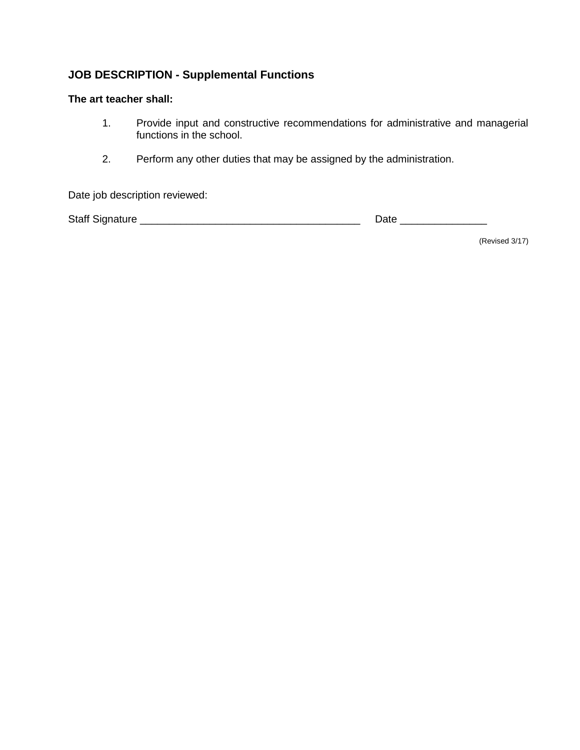## JOB DESCRIPTION - Supplemental Functions

**The art teacher shall:**

1. Provide input and constructive recommendations for administrative and managerial functions in the school.

2. Perform any other duties that may be assigned by the administration.

Date job description reviewed:

Staff Signature _______________________________________ Date _______________

(Revised 3/17)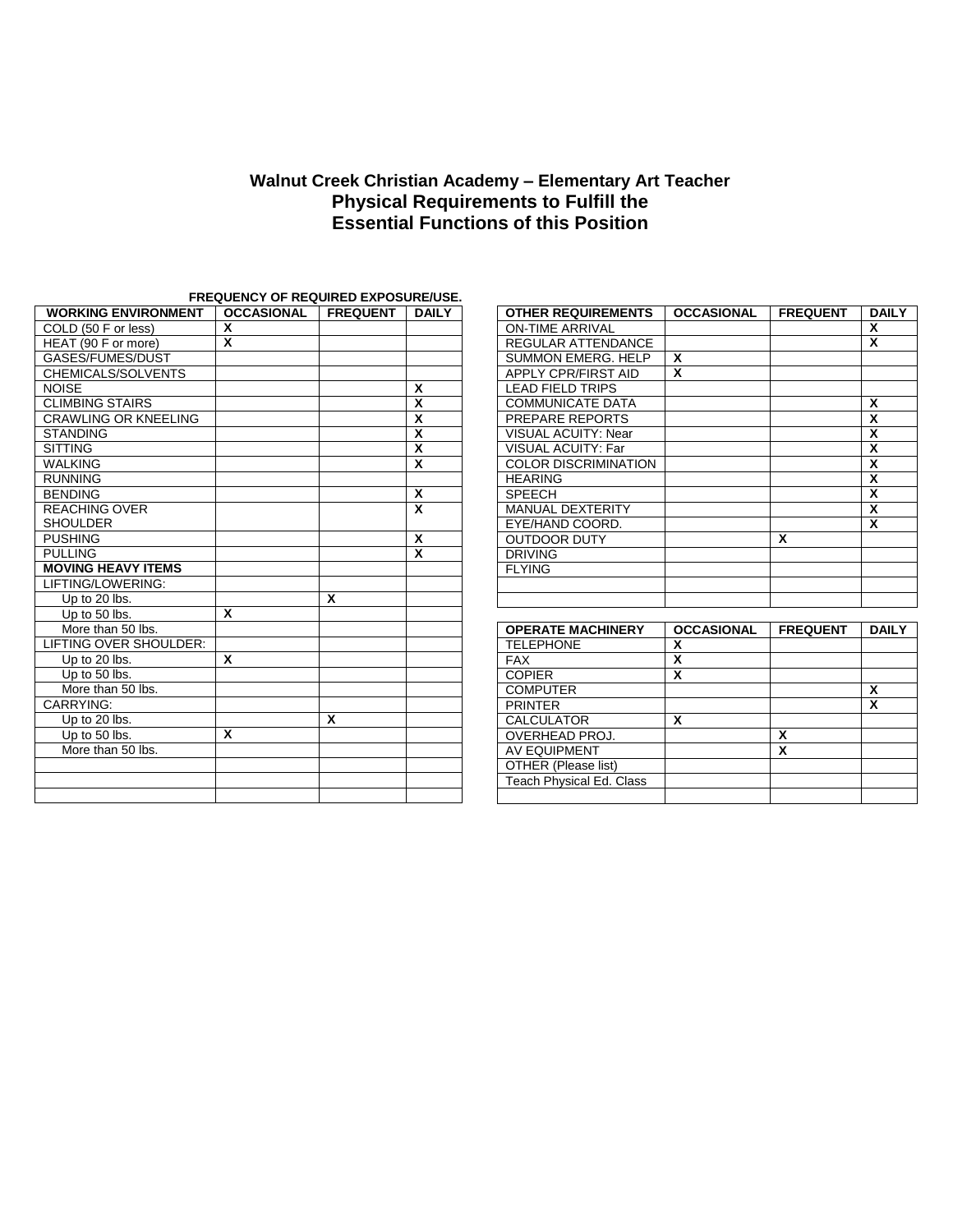# Walnut Creek Christian Academy – Elementary Art Teacher
## Physical Requirements to Fulfill the Essential Functions of this Position

**FREQUENCY OF REQUIRED EXPOSURE/USE.**

| WORKING ENVIRONMENT | OCCASIONAL | FREQUENT | DAILY |
|---|---|---|---|
| COLD (50 F or less) | X | | |
| HEAT (90 F or more) | X | | |
| GASES/FUMES/DUST | | | |
| CHEMICALS/SOLVENTS | | | |
| NOISE | | | X |
| CLIMBING STAIRS | | | X |
| CRAWLING OR KNEELING | | | X |
| STANDING | | | X |
| SITTING | | | X |
| WALKING | | | X |
| RUNNING | | | |
| BENDING | | | X |
| REACHING OVER SHOULDER | | | X |
| PUSHING | | | X |
| PULLING | | | X |
| **MOVING HEAVY ITEMS** | | | |
| LIFTING/LOWERING: | | | |
| Up to 20 lbs. | | X | |
| Up to 50 lbs. | X | | |
| More than 50 lbs. | | | |
| LIFTING OVER SHOULDER: | | | |
| Up to 20 lbs. | X | | |
| Up to 50 lbs. | | | |
| More than 50 lbs. | | | |
| CARRYING: | | | |
| Up to 20 lbs. | | X | |
| Up to 50 lbs. | X | | |
| More than 50 lbs. | | | |
| | | | |
| | | | |
| | | | |

| OTHER REQUIREMENTS | OCCASIONAL | FREQUENT | DAILY |
|---|---|---|---|
| ON-TIME ARRIVAL | | | X |
| REGULAR ATTENDANCE | | | X |
| SUMMON EMERG. HELP | X | | |
| APPLY CPR/FIRST AID | X | | |
| LEAD FIELD TRIPS | | | |
| COMMUNICATE DATA | | | X |
| PREPARE REPORTS | | | X |
| VISUAL ACUITY: Near | | | X |
| VISUAL ACUITY: Far | | | X |
| COLOR DISCRIMINATION | | | X |
| HEARING | | | X |
| SPEECH | | | X |
| MANUAL DEXTERITY | | | X |
| EYE/HAND COORD. | | | X |
| OUTDOOR DUTY | | X | |
| DRIVING | | | |
| FLYING | | | |
| | | | |
| | | | |

| OPERATE MACHINERY | OCCASIONAL | FREQUENT | DAILY |
|---|---|---|---|
| TELEPHONE | X | | |
| FAX | X | | |
| COPIER | X | | |
| COMPUTER | | | X |
| PRINTER | | | X |
| CALCULATOR | X | | |
| OVERHEAD PROJ. | | X | |
| AV EQUIPMENT | | X | |
| OTHER (Please list) | | | |
| Teach Physical Ed. Class | | | |
| | | | |